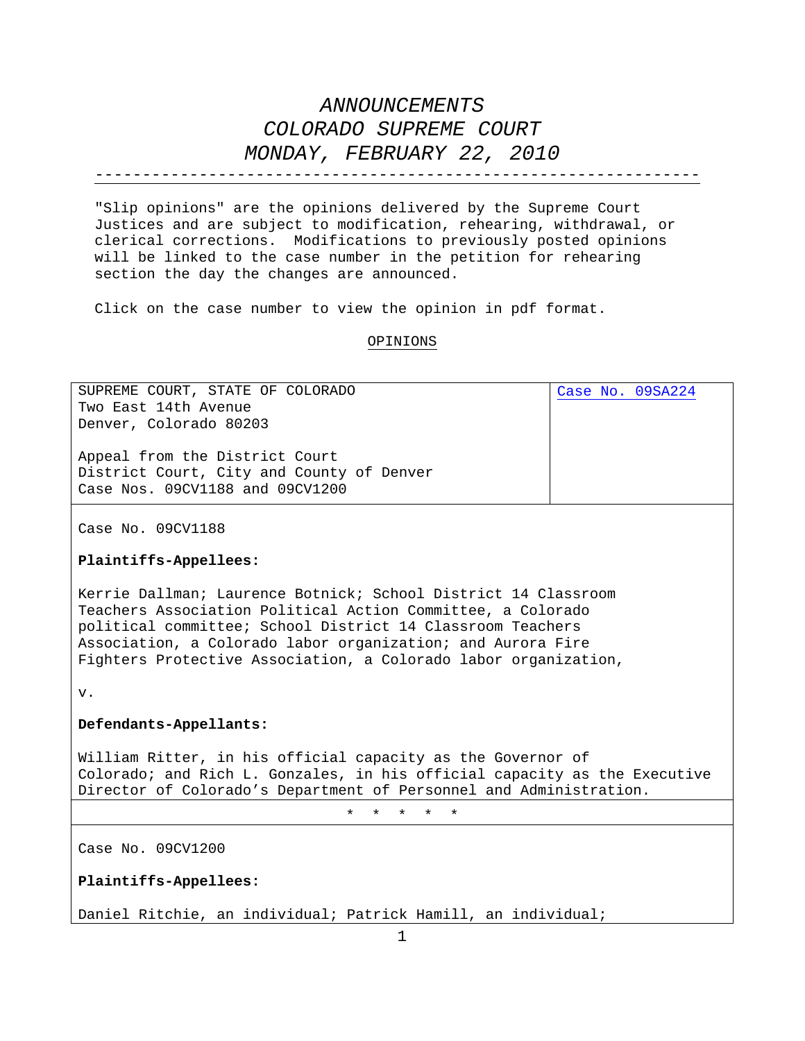# *ANNOUNCEMENTS*
# *COLORADO SUPREME COURT*
# *MONDAY, FEBRUARY 22, 2010*

---

"Slip opinions" are the opinions delivered by the Supreme Court Justices and are subject to modification, rehearing, withdrawal, or clerical corrections. Modifications to previously posted opinions will be linked to the case number in the petition for rehearing section the day the changes are announced.

Click on the case number to view the opinion in pdf format.

## OPINIONS

| SUPREME COURT, STATE OF COLORADO<br>Two East 14th Avenue<br>Denver, Colorado 80203<br><br>Appeal from the District Court<br>District Court, City and County of Denver<br>Case Nos. 09CV1188 and 09CV1200 | Case No. 09SA224 |
|---|---|

Case No. 09CV1188

**Plaintiffs-Appellees:**

Kerrie Dallman; Laurence Botnick; School District 14 Classroom Teachers Association Political Action Committee, a Colorado political committee; School District 14 Classroom Teachers Association, a Colorado labor organization; and Aurora Fire Fighters Protective Association, a Colorado labor organization,

v.

**Defendants-Appellants:**

William Ritter, in his official capacity as the Governor of Colorado; and Rich L. Gonzales, in his official capacity as the Executive Director of Colorado's Department of Personnel and Administration.

\* \* \* \* \*

Case No. 09CV1200

**Plaintiffs-Appellees:**

Daniel Ritchie, an individual; Patrick Hamill, an individual;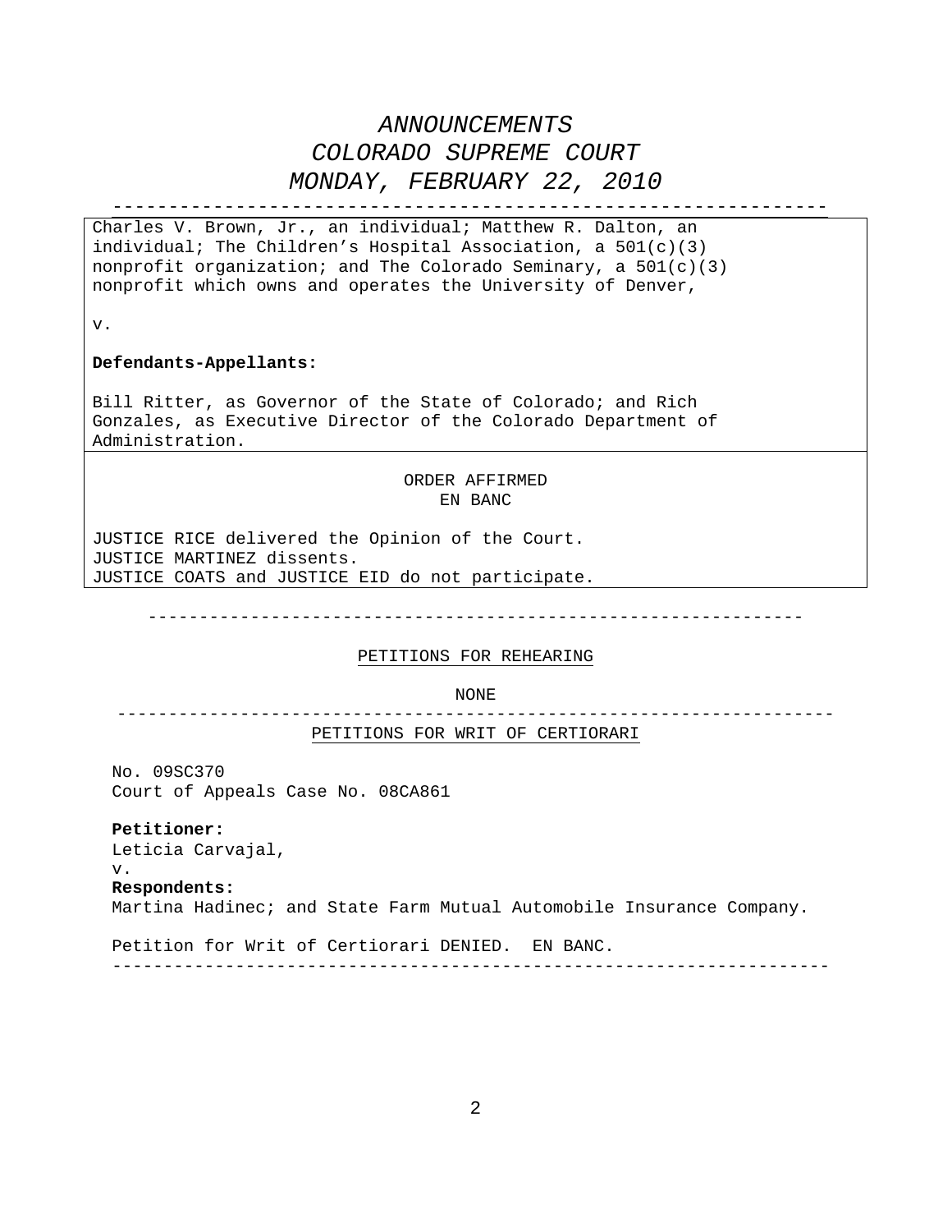# *ANNOUNCEMENTS*
# *COLORADO SUPREME COURT*
# *MONDAY, FEBRUARY 22, 2010*

---

Charles V. Brown, Jr., an individual; Matthew R. Dalton, an individual; The Children's Hospital Association, a 501(c)(3) nonprofit organization; and The Colorado Seminary, a 501(c)(3) nonprofit which owns and operates the University of Denver,

v.

**Defendants-Appellants:**

Bill Ritter, as Governor of the State of Colorado; and Rich Gonzales, as Executive Director of the Colorado Department of Administration.

ORDER AFFIRMED
EN BANC

JUSTICE RICE delivered the Opinion of the Court.
JUSTICE MARTINEZ dissents.
JUSTICE COATS and JUSTICE EID do not participate.

---

## PETITIONS FOR REHEARING

NONE

---

## PETITIONS FOR WRIT OF CERTIORARI

No. 09SC370
Court of Appeals Case No. 08CA861

**Petitioner:**
Leticia Carvajal,
v.
**Respondents:**
Martina Hadinec; and State Farm Mutual Automobile Insurance Company.

Petition for Writ of Certiorari DENIED. EN BANC.

---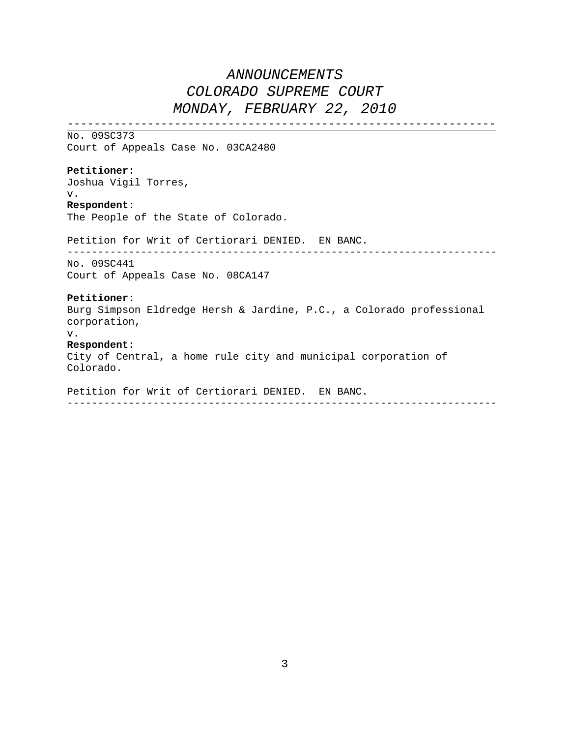# *ANNOUNCEMENTS*
# *COLORADO SUPREME COURT*
# *MONDAY, FEBRUARY 22, 2010*

---

No. 09SC373
Court of Appeals Case No. 03CA2480

**Petitioner:**
Joshua Vigil Torres,
v.
**Respondent:**
The People of the State of Colorado.

Petition for Writ of Certiorari DENIED.  EN BANC.

---

No. 09SC441
Court of Appeals Case No. 08CA147

**Petitioner:**
Burg Simpson Eldredge Hersh & Jardine, P.C., a Colorado professional corporation,
v.
**Respondent:**
City of Central, a home rule city and municipal corporation of Colorado.

Petition for Writ of Certiorari DENIED.  EN BANC.

---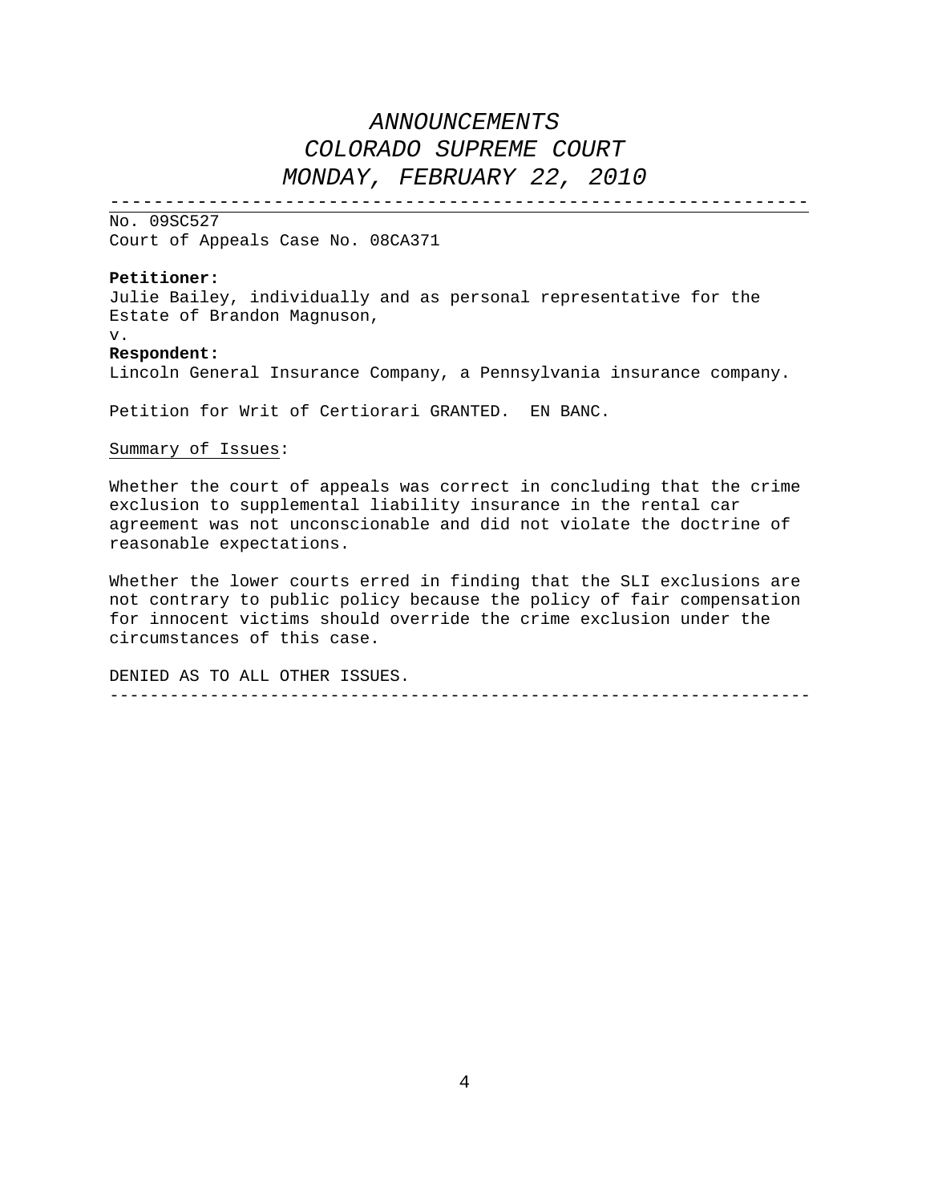# *ANNOUNCEMENTS*
# *COLORADO SUPREME COURT*
# *MONDAY, FEBRUARY 22, 2010*

---

No. 09SC527
Court of Appeals Case No. 08CA371

**Petitioner:**
Julie Bailey, individually and as personal representative for the Estate of Brandon Magnuson,
v.
**Respondent:**
Lincoln General Insurance Company, a Pennsylvania insurance company.

Petition for Writ of Certiorari GRANTED. EN BANC.

Summary of Issues:

Whether the court of appeals was correct in concluding that the crime exclusion to supplemental liability insurance in the rental car agreement was not unconscionable and did not violate the doctrine of reasonable expectations.

Whether the lower courts erred in finding that the SLI exclusions are not contrary to public policy because the policy of fair compensation for innocent victims should override the crime exclusion under the circumstances of this case.

DENIED AS TO ALL OTHER ISSUES.

---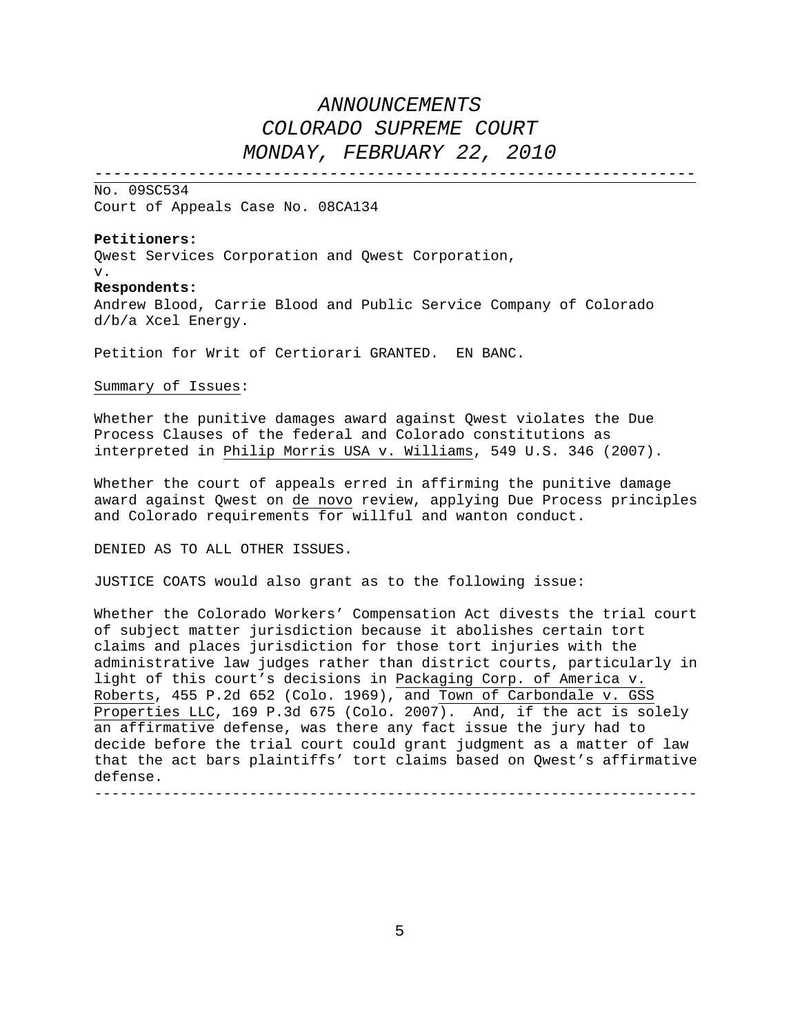# *ANNOUNCEMENTS*
# *COLORADO SUPREME COURT*
# *MONDAY, FEBRUARY 22, 2010*

---

No. 09SC534
Court of Appeals Case No. 08CA134

**Petitioners:**
Qwest Services Corporation and Qwest Corporation,
v.
**Respondents:**
Andrew Blood, Carrie Blood and Public Service Company of Colorado d/b/a Xcel Energy.

Petition for Writ of Certiorari GRANTED. EN BANC.

Summary of Issues:

Whether the punitive damages award against Qwest violates the Due Process Clauses of the federal and Colorado constitutions as interpreted in Philip Morris USA v. Williams, 549 U.S. 346 (2007).

Whether the court of appeals erred in affirming the punitive damage award against Qwest on de novo review, applying Due Process principles and Colorado requirements for willful and wanton conduct.

DENIED AS TO ALL OTHER ISSUES.

JUSTICE COATS would also grant as to the following issue:

Whether the Colorado Workers' Compensation Act divests the trial court of subject matter jurisdiction because it abolishes certain tort claims and places jurisdiction for those tort injuries with the administrative law judges rather than district courts, particularly in light of this court's decisions in Packaging Corp. of America v. Roberts, 455 P.2d 652 (Colo. 1969), and Town of Carbondale v. GSS Properties LLC, 169 P.3d 675 (Colo. 2007). And, if the act is solely an affirmative defense, was there any fact issue the jury had to decide before the trial court could grant judgment as a matter of law that the act bars plaintiffs' tort claims based on Qwest's affirmative defense.

---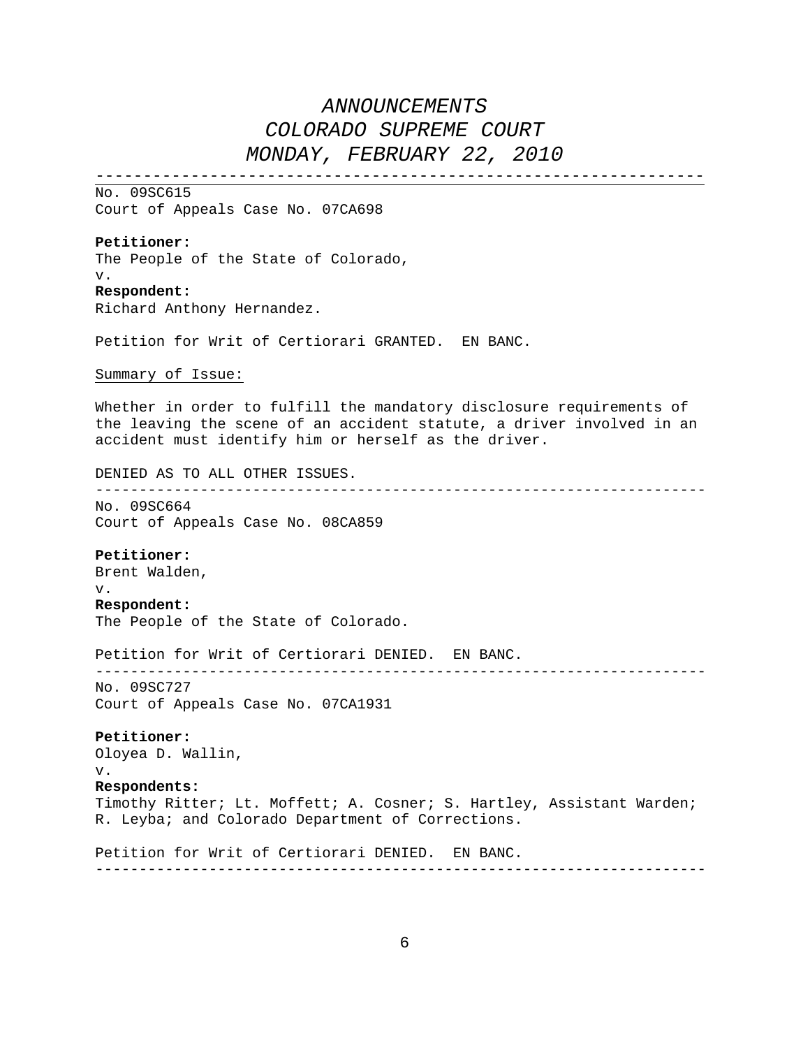# *ANNOUNCEMENTS*
# *COLORADO SUPREME COURT*
# *MONDAY, FEBRUARY 22, 2010*

---

No. 09SC615
Court of Appeals Case No. 07CA698

**Petitioner:**
The People of the State of Colorado,
v.
**Respondent:**
Richard Anthony Hernandez.

Petition for Writ of Certiorari GRANTED. EN BANC.

Summary of Issue:

Whether in order to fulfill the mandatory disclosure requirements of the leaving the scene of an accident statute, a driver involved in an accident must identify him or herself as the driver.

DENIED AS TO ALL OTHER ISSUES.

---

No. 09SC664
Court of Appeals Case No. 08CA859

**Petitioner:**
Brent Walden,
v.
**Respondent:**
The People of the State of Colorado.

Petition for Writ of Certiorari DENIED. EN BANC.

---

No. 09SC727
Court of Appeals Case No. 07CA1931

**Petitioner:**
Oloyea D. Wallin,
v.
**Respondents:**
Timothy Ritter; Lt. Moffett; A. Cosner; S. Hartley, Assistant Warden; R. Leyba; and Colorado Department of Corrections.

Petition for Writ of Certiorari DENIED. EN BANC.

---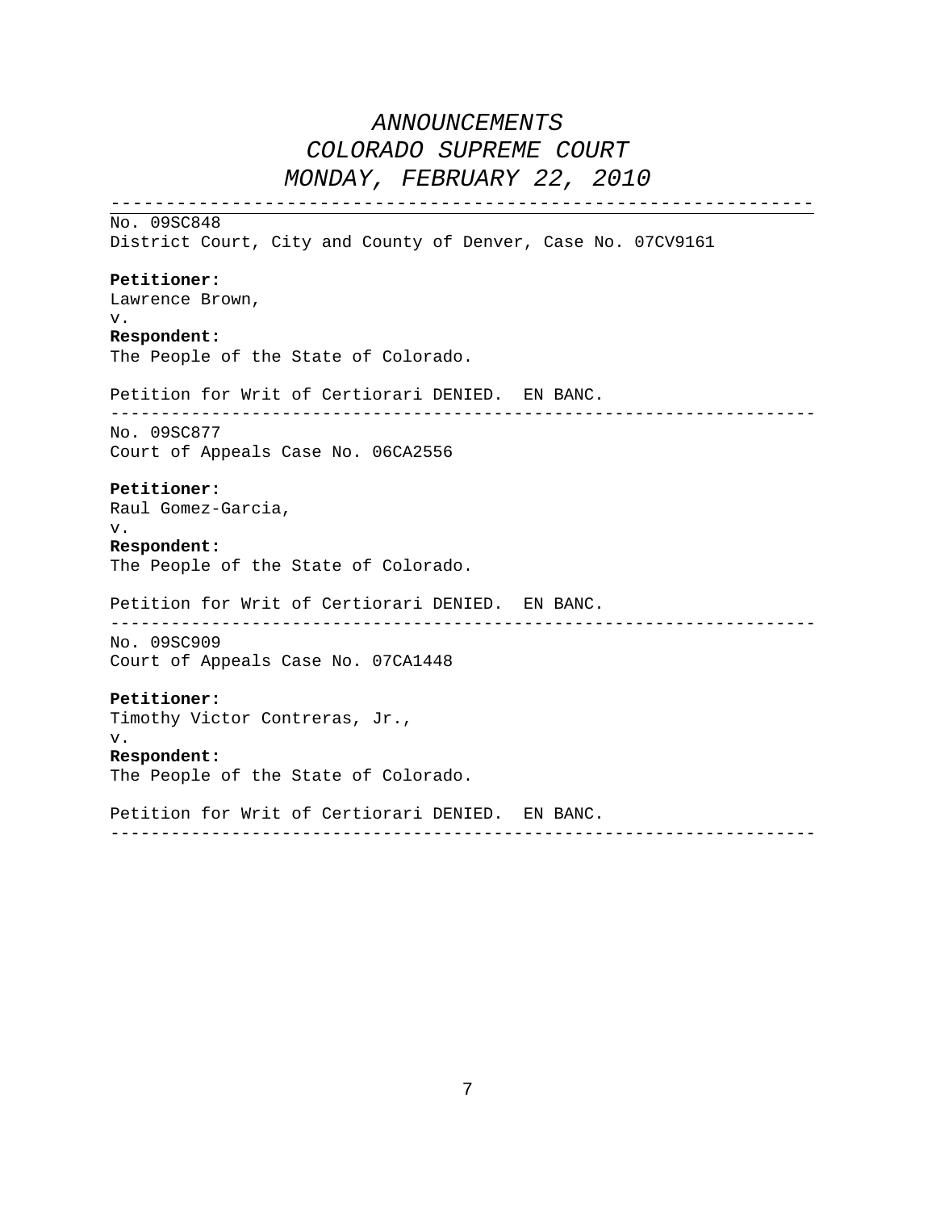# *ANNOUNCEMENTS*
# *COLORADO SUPREME COURT*
# *MONDAY, FEBRUARY 22, 2010*

---

No. 09SC848
District Court, City and County of Denver, Case No. 07CV9161

**Petitioner:**
Lawrence Brown,
v.
**Respondent:**
The People of the State of Colorado.

Petition for Writ of Certiorari DENIED. EN BANC.

---

No. 09SC877
Court of Appeals Case No. 06CA2556

**Petitioner:**
Raul Gomez-Garcia,
v.
**Respondent:**
The People of the State of Colorado.

Petition for Writ of Certiorari DENIED. EN BANC.

---

No. 09SC909
Court of Appeals Case No. 07CA1448

**Petitioner:**
Timothy Victor Contreras, Jr.,
v.
**Respondent:**
The People of the State of Colorado.

Petition for Writ of Certiorari DENIED. EN BANC.

---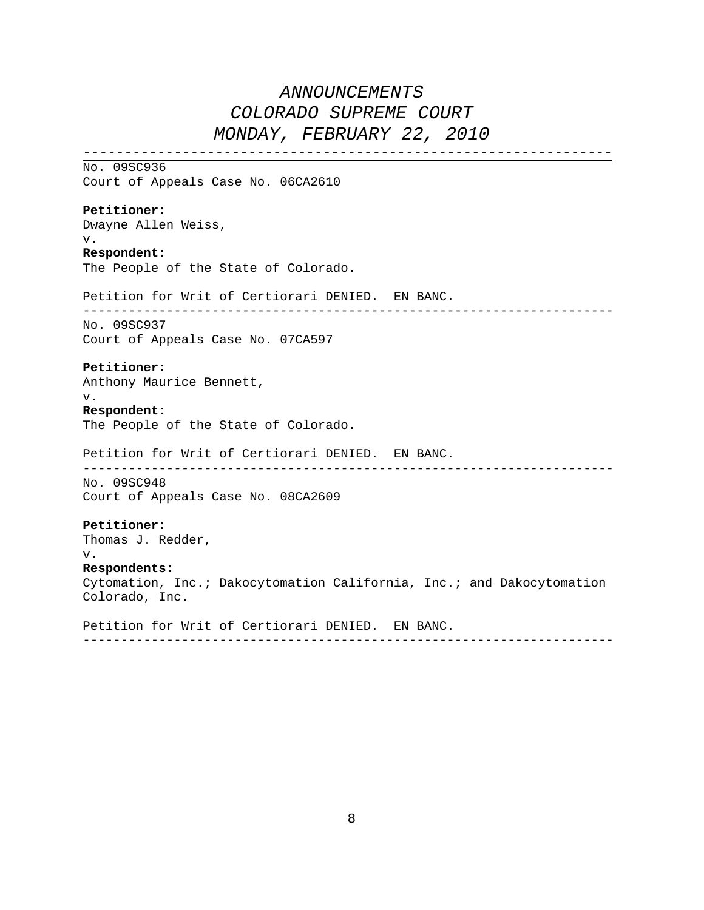# *ANNOUNCEMENTS*
# *COLORADO SUPREME COURT*
# *MONDAY, FEBRUARY 22, 2010*

---

No. 09SC936
Court of Appeals Case No. 06CA2610

**Petitioner:**
Dwayne Allen Weiss,
v.
**Respondent:**
The People of the State of Colorado.

Petition for Writ of Certiorari DENIED.  EN BANC.

---

No. 09SC937
Court of Appeals Case No. 07CA597

**Petitioner:**
Anthony Maurice Bennett,
v.
**Respondent:**
The People of the State of Colorado.

Petition for Writ of Certiorari DENIED.  EN BANC.

---

No. 09SC948
Court of Appeals Case No. 08CA2609

**Petitioner:**
Thomas J. Redder,
v.
**Respondents:**
Cytomation, Inc.; Dakocytomation California, Inc.; and Dakocytomation Colorado, Inc.

Petition for Writ of Certiorari DENIED.  EN BANC.

---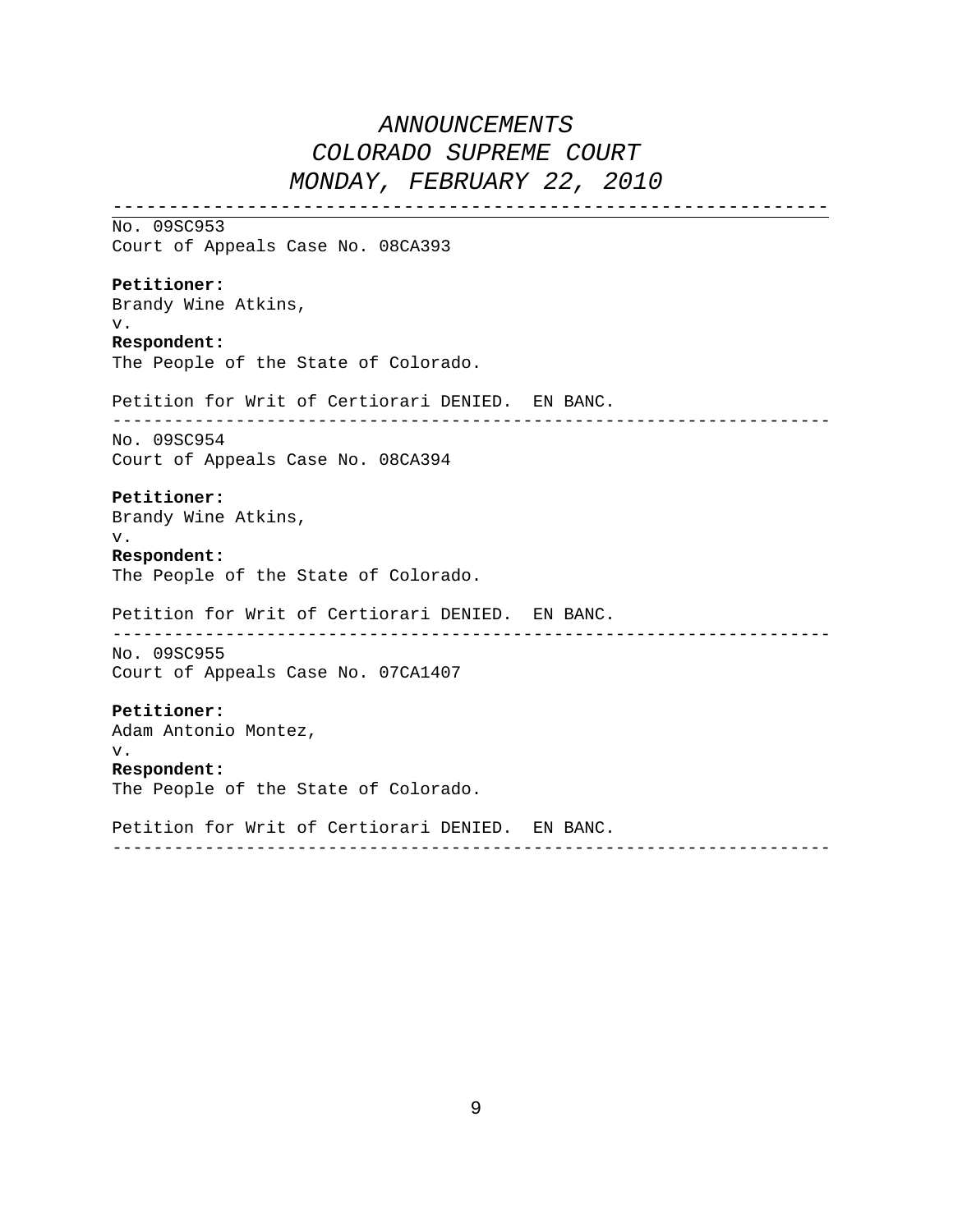*ANNOUNCEMENTS*
*COLORADO SUPREME COURT*
*MONDAY, FEBRUARY 22, 2010*

---

No. 09SC953
Court of Appeals Case No. 08CA393

**Petitioner:**
Brandy Wine Atkins,
v.
**Respondent:**
The People of the State of Colorado.

Petition for Writ of Certiorari DENIED.  EN BANC.

---

No. 09SC954
Court of Appeals Case No. 08CA394

**Petitioner:**
Brandy Wine Atkins,
v.
**Respondent:**
The People of the State of Colorado.

Petition for Writ of Certiorari DENIED.  EN BANC.

---

No. 09SC955
Court of Appeals Case No. 07CA1407

**Petitioner:**
Adam Antonio Montez,
v.
**Respondent:**
The People of the State of Colorado.

Petition for Writ of Certiorari DENIED.  EN BANC.

---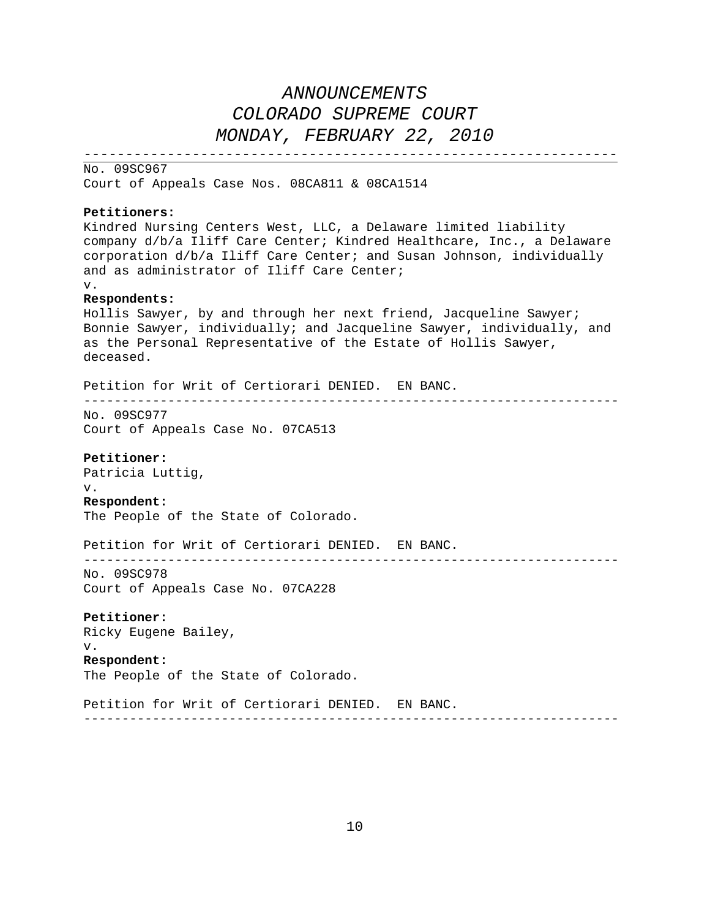*ANNOUNCEMENTS*
*COLORADO SUPREME COURT*
*MONDAY, FEBRUARY 22, 2010*

---

No. 09SC967
Court of Appeals Case Nos. 08CA811 & 08CA1514

**Petitioners:**
Kindred Nursing Centers West, LLC, a Delaware limited liability company d/b/a Iliff Care Center; Kindred Healthcare, Inc., a Delaware corporation d/b/a Iliff Care Center; and Susan Johnson, individually and as administrator of Iliff Care Center;
v.
**Respondents:**
Hollis Sawyer, by and through her next friend, Jacqueline Sawyer; Bonnie Sawyer, individually; and Jacqueline Sawyer, individually, and as the Personal Representative of the Estate of Hollis Sawyer, deceased.

Petition for Writ of Certiorari DENIED.  EN BANC.

---

No. 09SC977
Court of Appeals Case No. 07CA513

**Petitioner:**
Patricia Luttig,
v.
**Respondent:**
The People of the State of Colorado.

Petition for Writ of Certiorari DENIED.  EN BANC.

---

No. 09SC978
Court of Appeals Case No. 07CA228

**Petitioner:**
Ricky Eugene Bailey,
v.
**Respondent:**
The People of the State of Colorado.

Petition for Writ of Certiorari DENIED.  EN BANC.

---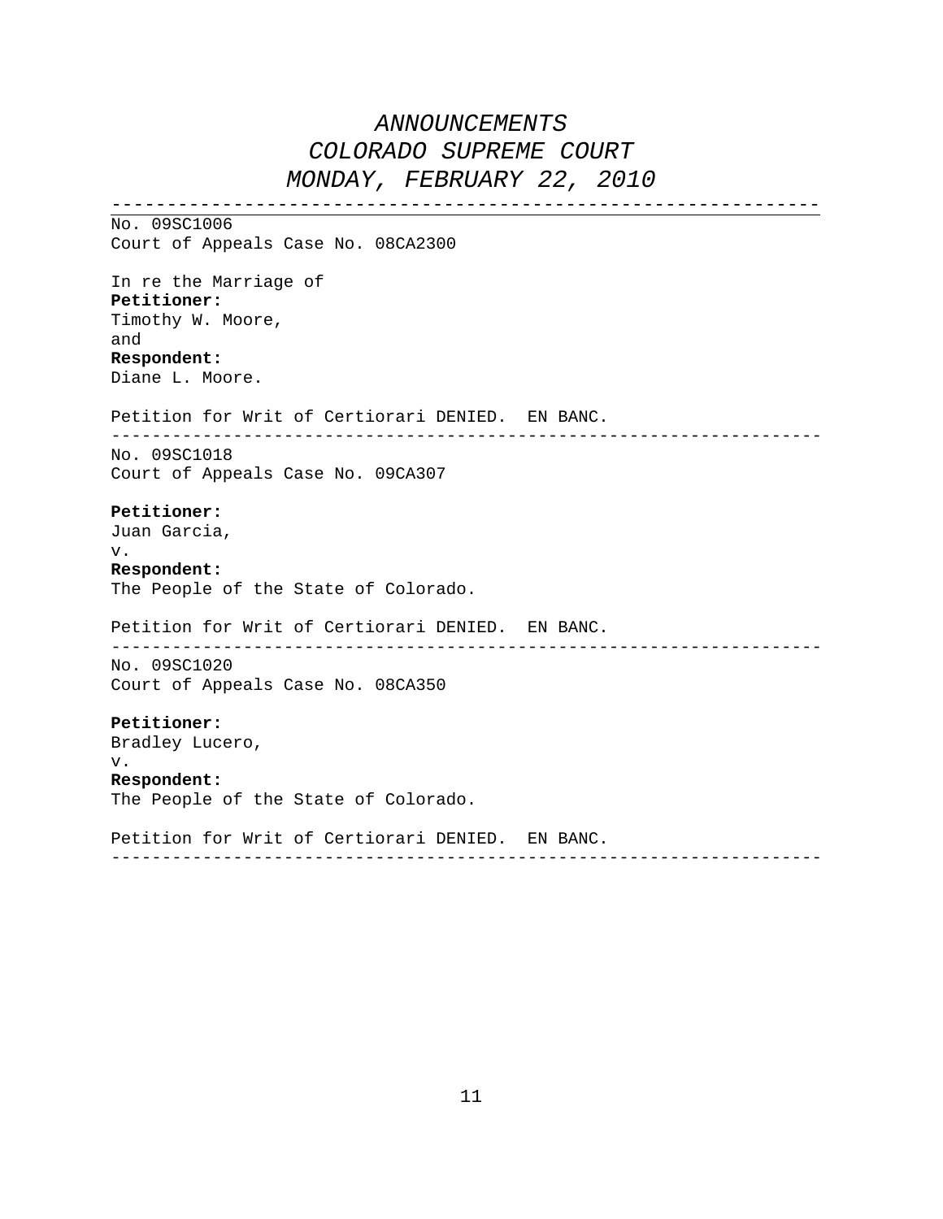# *ANNOUNCEMENTS*
# *COLORADO SUPREME COURT*
# *MONDAY, FEBRUARY 22, 2010*

---

No. 09SC1006
Court of Appeals Case No. 08CA2300

In re the Marriage of
**Petitioner:**
Timothy W. Moore,
and
**Respondent:**
Diane L. Moore.

Petition for Writ of Certiorari DENIED. EN BANC.

---

No. 09SC1018
Court of Appeals Case No. 09CA307

**Petitioner:**
Juan Garcia,
v.
**Respondent:**
The People of the State of Colorado.

Petition for Writ of Certiorari DENIED. EN BANC.

---

No. 09SC1020
Court of Appeals Case No. 08CA350

**Petitioner:**
Bradley Lucero,
v.
**Respondent:**
The People of the State of Colorado.

Petition for Writ of Certiorari DENIED. EN BANC.

---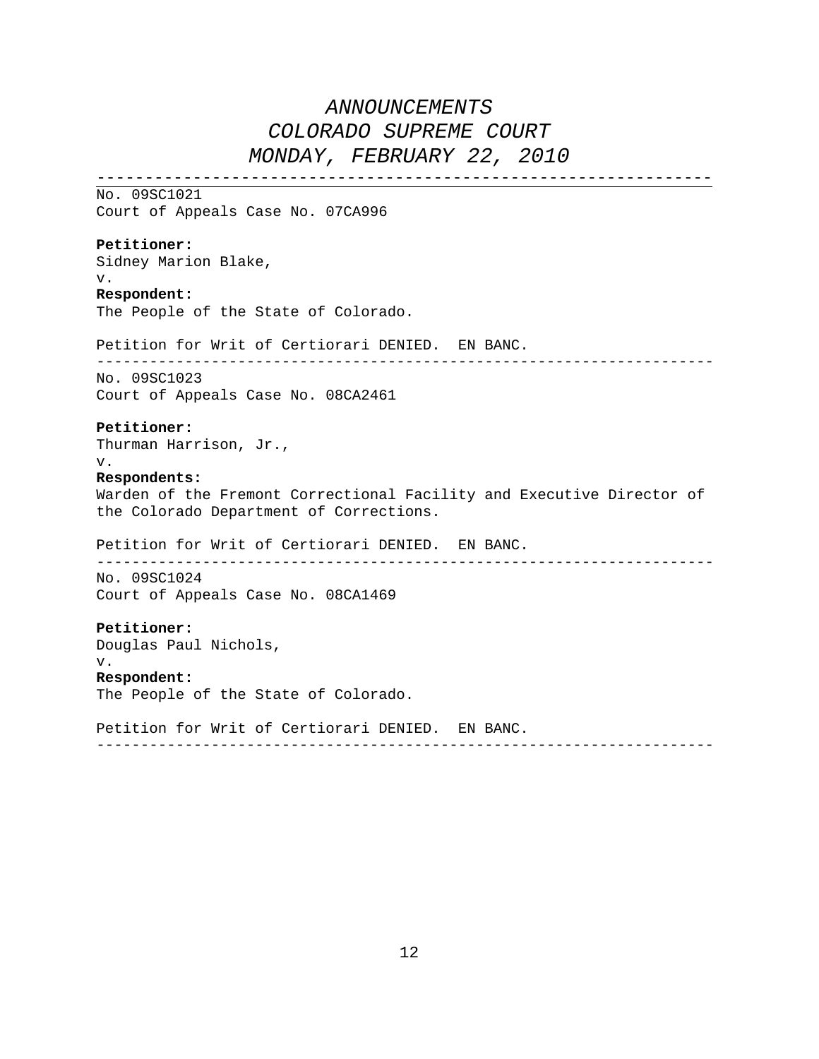*ANNOUNCEMENTS*
*COLORADO SUPREME COURT*
*MONDAY, FEBRUARY 22, 2010*

---

No. 09SC1021
Court of Appeals Case No. 07CA996

**Petitioner:**
Sidney Marion Blake,
v.
**Respondent:**
The People of the State of Colorado.

Petition for Writ of Certiorari DENIED. EN BANC.

---

No. 09SC1023
Court of Appeals Case No. 08CA2461

**Petitioner:**
Thurman Harrison, Jr.,
v.
**Respondents:**
Warden of the Fremont Correctional Facility and Executive Director of the Colorado Department of Corrections.

Petition for Writ of Certiorari DENIED. EN BANC.

---

No. 09SC1024
Court of Appeals Case No. 08CA1469

**Petitioner:**
Douglas Paul Nichols,
v.
**Respondent:**
The People of the State of Colorado.

Petition for Writ of Certiorari DENIED. EN BANC.

---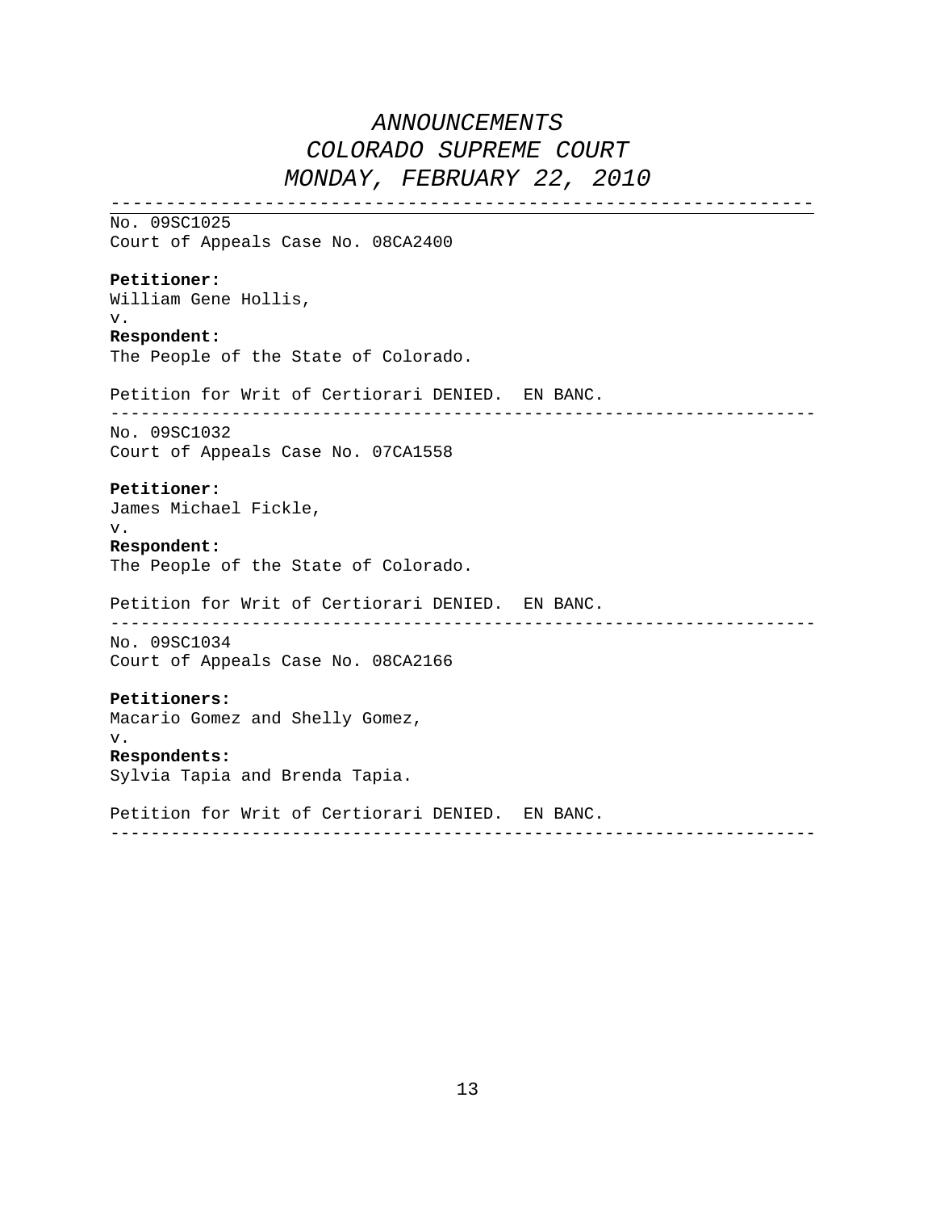# *ANNOUNCEMENTS*
# *COLORADO SUPREME COURT*
# *MONDAY, FEBRUARY 22, 2010*

---

No. 09SC1025
Court of Appeals Case No. 08CA2400

**Petitioner:**
William Gene Hollis,
v.
**Respondent:**
The People of the State of Colorado.

Petition for Writ of Certiorari DENIED. EN BANC.

---

No. 09SC1032
Court of Appeals Case No. 07CA1558

**Petitioner:**
James Michael Fickle,
v.
**Respondent:**
The People of the State of Colorado.

Petition for Writ of Certiorari DENIED. EN BANC.

---

No. 09SC1034
Court of Appeals Case No. 08CA2166

**Petitioners:**
Macario Gomez and Shelly Gomez,
v.
**Respondents:**
Sylvia Tapia and Brenda Tapia.

Petition for Writ of Certiorari DENIED. EN BANC.

---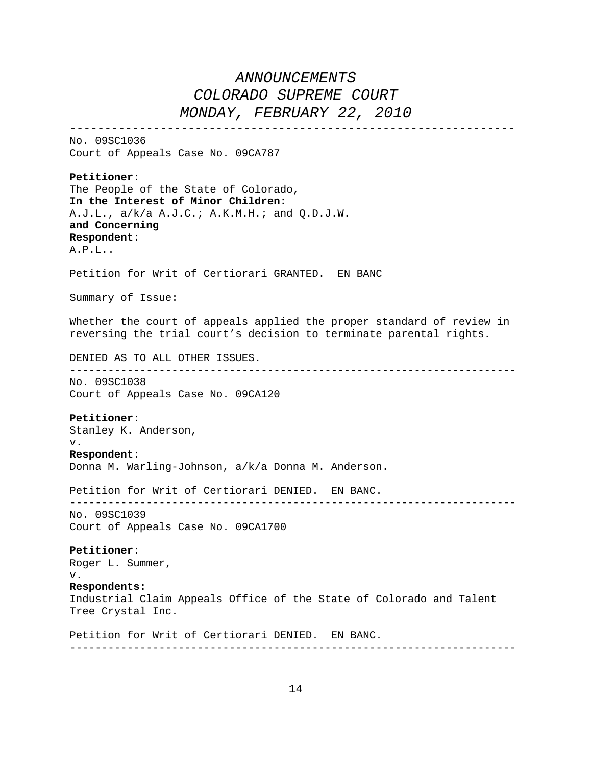# *ANNOUNCEMENTS*
# *COLORADO SUPREME COURT*
# *MONDAY, FEBRUARY 22, 2010*

---

No. 09SC1036
Court of Appeals Case No. 09CA787

**Petitioner:**
The People of the State of Colorado,
**In the Interest of Minor Children:**
A.J.L., a/k/a A.J.C.; A.K.M.H.; and Q.D.J.W.
**and Concerning**
**Respondent:**
A.P.L..

Petition for Writ of Certiorari GRANTED. EN BANC

Summary of Issue:

Whether the court of appeals applied the proper standard of review in reversing the trial court's decision to terminate parental rights.

DENIED AS TO ALL OTHER ISSUES.

---

No. 09SC1038
Court of Appeals Case No. 09CA120

**Petitioner:**
Stanley K. Anderson,
v.
**Respondent:**
Donna M. Warling-Johnson, a/k/a Donna M. Anderson.

Petition for Writ of Certiorari DENIED. EN BANC.

---

No. 09SC1039
Court of Appeals Case No. 09CA1700

**Petitioner:**
Roger L. Summer,
v.
**Respondents:**
Industrial Claim Appeals Office of the State of Colorado and Talent Tree Crystal Inc.

Petition for Writ of Certiorari DENIED. EN BANC.

---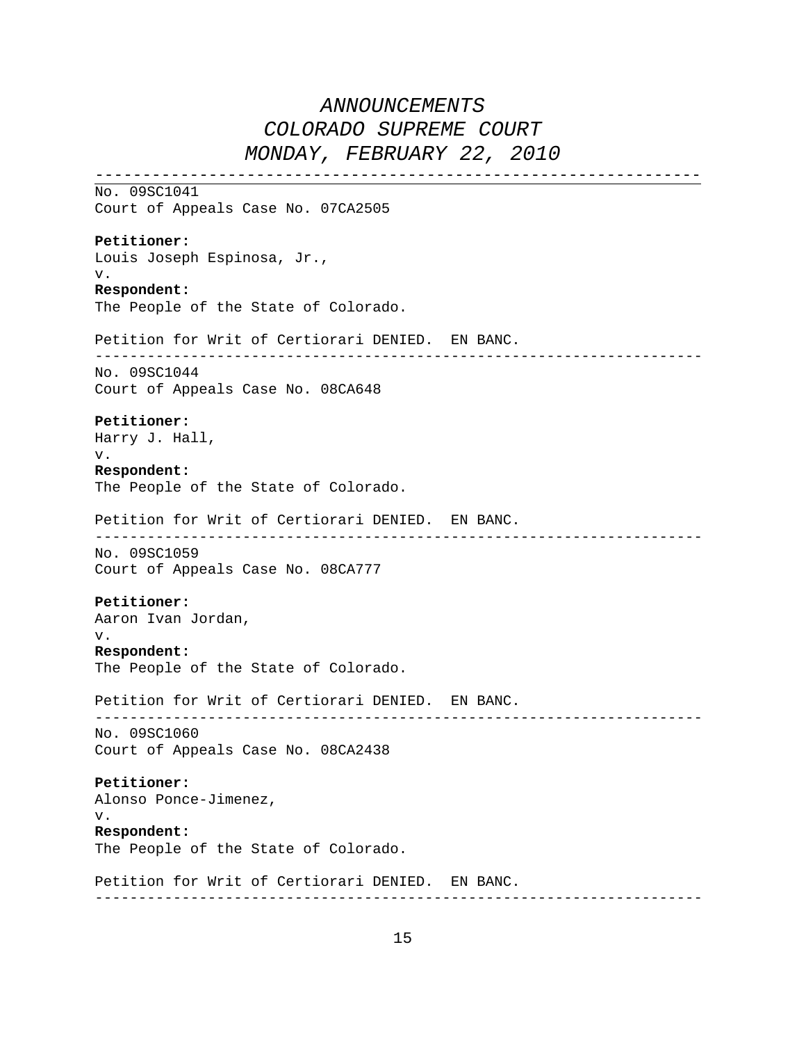# *ANNOUNCEMENTS*
# *COLORADO SUPREME COURT*
# *MONDAY, FEBRUARY 22, 2010*

---

No. 09SC1041
Court of Appeals Case No. 07CA2505

**Petitioner:**
Louis Joseph Espinosa, Jr.,
v.
**Respondent:**
The People of the State of Colorado.

Petition for Writ of Certiorari DENIED. EN BANC.

---

No. 09SC1044
Court of Appeals Case No. 08CA648

**Petitioner:**
Harry J. Hall,
v.
**Respondent:**
The People of the State of Colorado.

Petition for Writ of Certiorari DENIED. EN BANC.

---

No. 09SC1059
Court of Appeals Case No. 08CA777

**Petitioner:**
Aaron Ivan Jordan,
v.
**Respondent:**
The People of the State of Colorado.

Petition for Writ of Certiorari DENIED. EN BANC.

---

No. 09SC1060
Court of Appeals Case No. 08CA2438

**Petitioner:**
Alonso Ponce-Jimenez,
v.
**Respondent:**
The People of the State of Colorado.

Petition for Writ of Certiorari DENIED. EN BANC.

---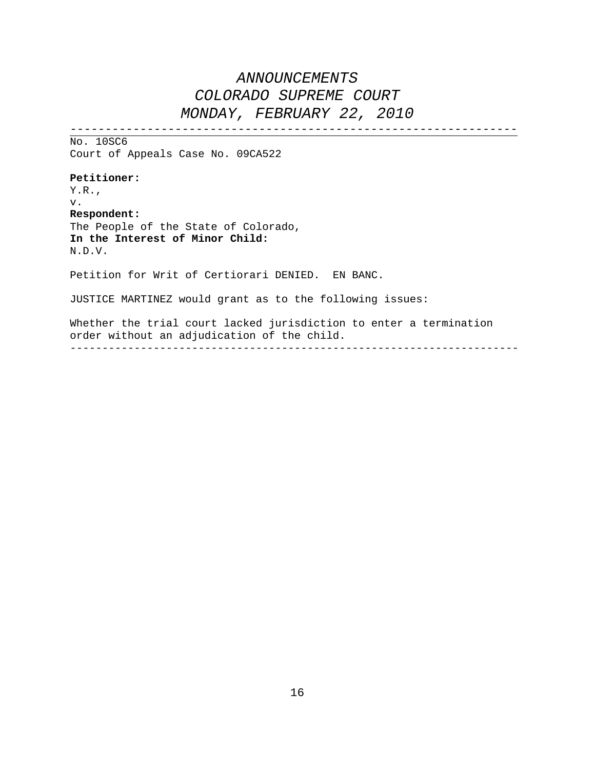# *ANNOUNCEMENTS*
# *COLORADO SUPREME COURT*
# *MONDAY, FEBRUARY 22, 2010*

---

No. 10SC6
Court of Appeals Case No. 09CA522

**Petitioner:**
Y.R.,
v.
**Respondent:**
The People of the State of Colorado,
**In the Interest of Minor Child:**
N.D.V.

Petition for Writ of Certiorari DENIED. EN BANC.

JUSTICE MARTINEZ would grant as to the following issues:

Whether the trial court lacked jurisdiction to enter a termination order without an adjudication of the child.

---